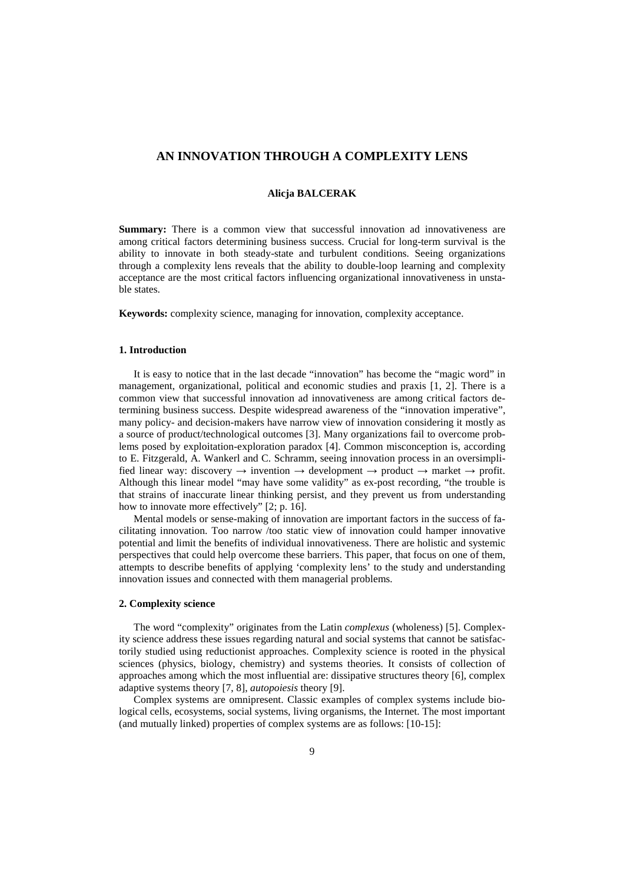# AN INNOVATION THROUGH A COMPLEXITY LENS

**Alicja BALCERAK**

**Summary:** There is a common view that successful innovation ad innovativeness are among critical factors determining business success. Crucial for long-term survival is the ability to innovate in both steady-state and turbulent conditions. Seeing organizations through a complexity lens reveals that the ability to double-loop learning and complexity acceptance are the most critical factors influencing organizational innovativeness in unstable states.

**Keywords:** complexity science, managing for innovation, complexity acceptance.

## 1. Introduction

It is easy to notice that in the last decade "innovation" has become the "magic word" in management, organizational, political and economic studies and praxis [1, 2]. There is a common view that successful innovation ad innovativeness are among critical factors determining business success. Despite widespread awareness of the "innovation imperative", many policy- and decision-makers have narrow view of innovation considering it mostly as a source of product/technological outcomes [3]. Many organizations fail to overcome problems posed by exploitation-exploration paradox [4]. Common misconception is, according to E. Fitzgerald, A. Wankerl and C. Schramm, seeing innovation process in an oversimplified linear way: discovery → invention → development → product → market → profit. Although this linear model "may have some validity" as ex-post recording, "the trouble is that strains of inaccurate linear thinking persist, and they prevent us from understanding how to innovate more effectively" [2; p. 16].

Mental models or sense-making of innovation are important factors in the success of facilitating innovation. Too narrow /too static view of innovation could hamper innovative potential and limit the benefits of individual innovativeness. There are holistic and systemic perspectives that could help overcome these barriers. This paper, that focus on one of them, attempts to describe benefits of applying 'complexity lens' to the study and understanding innovation issues and connected with them managerial problems.

## 2. Complexity science

The word "complexity" originates from the Latin *complexus* (wholeness) [5]. Complexity science address these issues regarding natural and social systems that cannot be satisfactorily studied using reductionist approaches. Complexity science is rooted in the physical sciences (physics, biology, chemistry) and systems theories. It consists of collection of approaches among which the most influential are: dissipative structures theory [6], complex adaptive systems theory [7, 8], *autopoiesis* theory [9].

Complex systems are omnipresent. Classic examples of complex systems include biological cells, ecosystems, social systems, living organisms, the Internet. The most important (and mutually linked) properties of complex systems are as follows: [10-15]: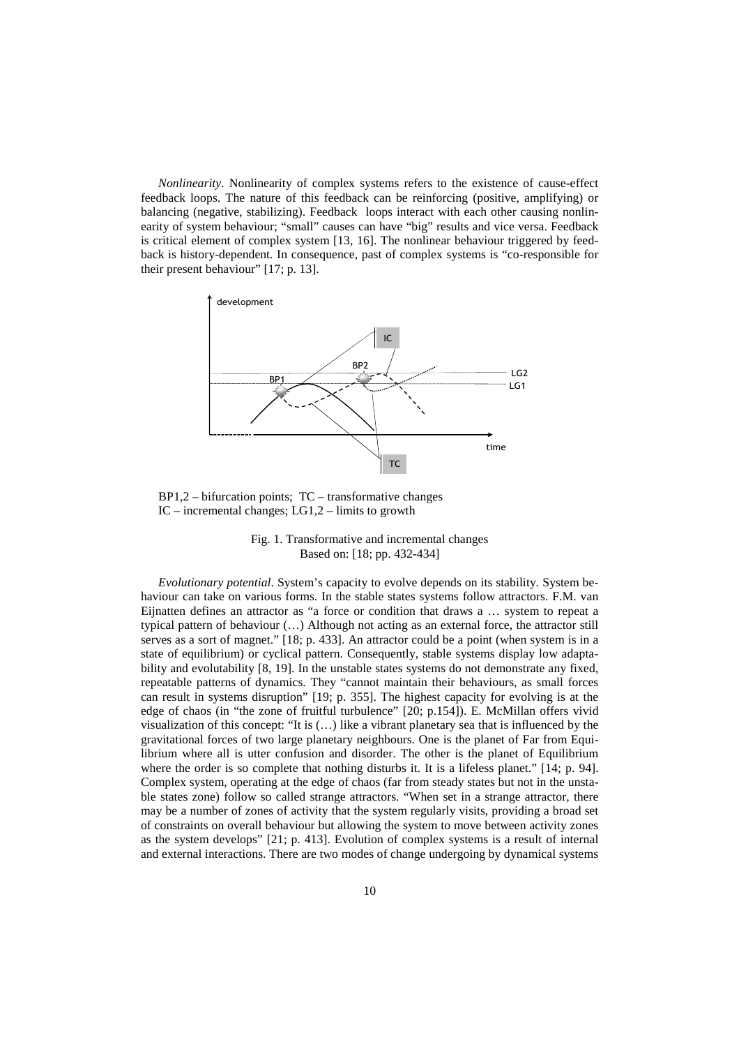*Nonlinearity*. Nonlinearity of complex systems refers to the existence of cause-effect feedback loops. The nature of this feedback can be reinforcing (positive, amplifying) or balancing (negative, stabilizing). Feedback loops interact with each other causing nonlinearity of system behaviour; "small" causes can have "big" results and vice versa. Feedback is critical element of complex system [13, 16]. The nonlinear behaviour triggered by feedback is history-dependent. In consequence, past of complex systems is "co-responsible for their present behaviour" [17; p. 13].

BP1,2 – bifurcation points; TC – transformative changes
IC – incremental changes; LG1,2 – limits to growth

Fig. 1. Transformative and incremental changes
Based on: [18; pp. 432-434]

*Evolutionary potential*. System's capacity to evolve depends on its stability. System behaviour can take on various forms. In the stable states systems follow attractors. F.M. van Eijnatten defines an attractor as "a force or condition that draws a … system to repeat a typical pattern of behaviour (…) Although not acting as an external force, the attractor still serves as a sort of magnet." [18; p. 433]. An attractor could be a point (when system is in a state of equilibrium) or cyclical pattern. Consequently, stable systems display low adaptability and evolutability [8, 19]. In the unstable states systems do not demonstrate any fixed, repeatable patterns of dynamics. They "cannot maintain their behaviours, as small forces can result in systems disruption" [19; p. 355]. The highest capacity for evolving is at the edge of chaos (in "the zone of fruitful turbulence" [20; p.154]). E. McMillan offers vivid visualization of this concept: "It is (…) like a vibrant planetary sea that is influenced by the gravitational forces of two large planetary neighbours. One is the planet of Far from Equilibrium where all is utter confusion and disorder. The other is the planet of Equilibrium where the order is so complete that nothing disturbs it. It is a lifeless planet." [14; p. 94]. Complex system, operating at the edge of chaos (far from steady states but not in the unstable states zone) follow so called strange attractors. "When set in a strange attractor, there may be a number of zones of activity that the system regularly visits, providing a broad set of constraints on overall behaviour but allowing the system to move between activity zones as the system develops" [21; p. 413]. Evolution of complex systems is a result of internal and external interactions. There are two modes of change undergoing by dynamical systems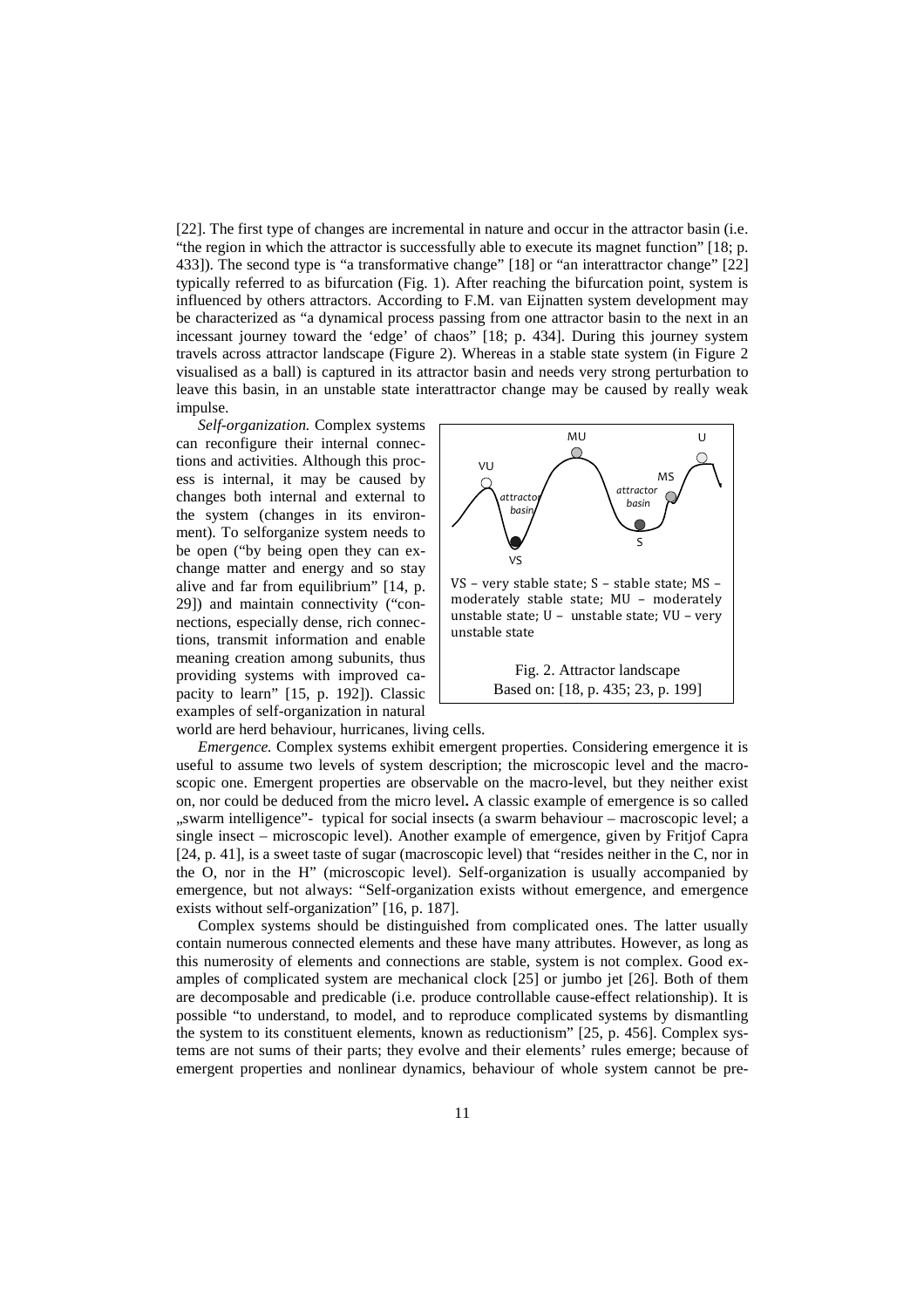[22]. The first type of changes are incremental in nature and occur in the attractor basin (i.e. "the region in which the attractor is successfully able to execute its magnet function" [18; p. 433]). The second type is "a transformative change" [18] or "an interattractor change" [22] typically referred to as bifurcation (Fig. 1). After reaching the bifurcation point, system is influenced by others attractors. According to F.M. van Eijnatten system development may be characterized as "a dynamical process passing from one attractor basin to the next in an incessant journey toward the 'edge' of chaos" [18; p. 434]. During this journey system travels across attractor landscape (Figure 2). Whereas in a stable state system (in Figure 2 visualised as a ball) is captured in its attractor basin and needs very strong perturbation to leave this basin, in an unstable state interattractor change may be caused by really weak impulse.

*Self-organization.* Complex systems can reconfigure their internal connections and activities. Although this process is internal, it may be caused by changes both internal and external to the system (changes in its environment). To selforganize system needs to be open ("by being open they can exchange matter and energy and so stay alive and far from equilibrium" [14, p. 29]) and maintain connectivity ("connections, especially dense, rich connections, transmit information and enable meaning creation among subunits, thus providing systems with improved capacity to learn" [15, p. 192]). Classic examples of self-organization in natural world are herd behaviour, hurricanes, living cells.

VS – very stable state; S – stable state; MS – moderately stable state; MU – moderately unstable state; U – unstable state; VU – very unstable state

Fig. 2. Attractor landscape
Based on: [18, p. 435; 23, p. 199]

*Emergence.* Complex systems exhibit emergent properties. Considering emergence it is useful to assume two levels of system description; the microscopic level and the macroscopic one. Emergent properties are observable on the macro-level, but they neither exist on, nor could be deduced from the micro level**.** A classic example of emergence is so called „swarm intelligence"- typical for social insects (a swarm behaviour – macroscopic level; a single insect – microscopic level). Another example of emergence, given by Fritjof Capra [24, p. 41], is a sweet taste of sugar (macroscopic level) that "resides neither in the C, nor in the O, nor in the H" (microscopic level). Self-organization is usually accompanied by emergence, but not always: "Self-organization exists without emergence, and emergence exists without self-organization" [16, p. 187].

Complex systems should be distinguished from complicated ones. The latter usually contain numerous connected elements and these have many attributes. However, as long as this numerosity of elements and connections are stable, system is not complex. Good examples of complicated system are mechanical clock [25] or jumbo jet [26]. Both of them are decomposable and predicable (i.e. produce controllable cause-effect relationship). It is possible "to understand, to model, and to reproduce complicated systems by dismantling the system to its constituent elements, known as reductionism" [25, p. 456]. Complex systems are not sums of their parts; they evolve and their elements' rules emerge; because of emergent properties and nonlinear dynamics, behaviour of whole system cannot be pre-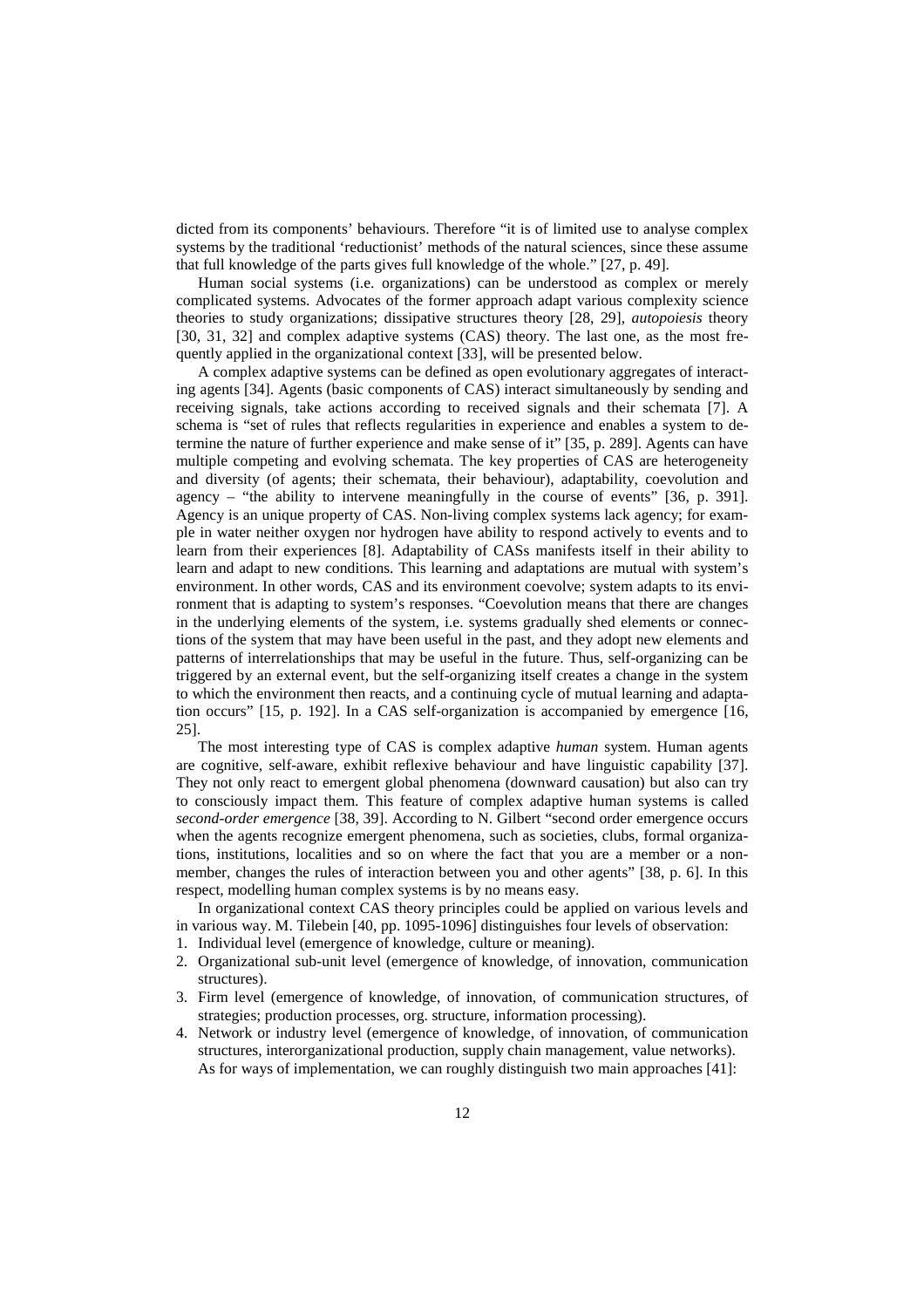dicted from its components' behaviours. Therefore "it is of limited use to analyse complex systems by the traditional 'reductionist' methods of the natural sciences, since these assume that full knowledge of the parts gives full knowledge of the whole." [27, p. 49].

Human social systems (i.e. organizations) can be understood as complex or merely complicated systems. Advocates of the former approach adapt various complexity science theories to study organizations; dissipative structures theory [28, 29], *autopoiesis* theory [30, 31, 32] and complex adaptive systems (CAS) theory. The last one, as the most frequently applied in the organizational context [33], will be presented below.

A complex adaptive systems can be defined as open evolutionary aggregates of interacting agents [34]. Agents (basic components of CAS) interact simultaneously by sending and receiving signals, take actions according to received signals and their schemata [7]. A schema is "set of rules that reflects regularities in experience and enables a system to determine the nature of further experience and make sense of it" [35, p. 289]. Agents can have multiple competing and evolving schemata. The key properties of CAS are heterogeneity and diversity (of agents; their schemata, their behaviour), adaptability, coevolution and agency – "the ability to intervene meaningfully in the course of events" [36, p. 391]. Agency is an unique property of CAS. Non-living complex systems lack agency; for example in water neither oxygen nor hydrogen have ability to respond actively to events and to learn from their experiences [8]. Adaptability of CASs manifests itself in their ability to learn and adapt to new conditions. This learning and adaptations are mutual with system's environment. In other words, CAS and its environment coevolve; system adapts to its environment that is adapting to system's responses. "Coevolution means that there are changes in the underlying elements of the system, i.e. systems gradually shed elements or connections of the system that may have been useful in the past, and they adopt new elements and patterns of interrelationships that may be useful in the future. Thus, self-organizing can be triggered by an external event, but the self-organizing itself creates a change in the system to which the environment then reacts, and a continuing cycle of mutual learning and adaptation occurs" [15, p. 192]. In a CAS self-organization is accompanied by emergence [16, 25].

The most interesting type of CAS is complex adaptive *human* system. Human agents are cognitive, self-aware, exhibit reflexive behaviour and have linguistic capability [37]. They not only react to emergent global phenomena (downward causation) but also can try to consciously impact them. This feature of complex adaptive human systems is called *second-order emergence* [38, 39]. According to N. Gilbert "second order emergence occurs when the agents recognize emergent phenomena, such as societies, clubs, formal organizations, institutions, localities and so on where the fact that you are a member or a non-member, changes the rules of interaction between you and other agents" [38, p. 6]. In this respect, modelling human complex systems is by no means easy.

In organizational context CAS theory principles could be applied on various levels and in various way. M. Tilebein [40, pp. 1095-1096] distinguishes four levels of observation:

1. Individual level (emergence of knowledge, culture or meaning).
2. Organizational sub-unit level (emergence of knowledge, of innovation, communication structures).
3. Firm level (emergence of knowledge, of innovation, of communication structures, of strategies; production processes, org. structure, information processing).
4. Network or industry level (emergence of knowledge, of innovation, of communication structures, interorganizational production, supply chain management, value networks).

As for ways of implementation, we can roughly distinguish two main approaches [41]: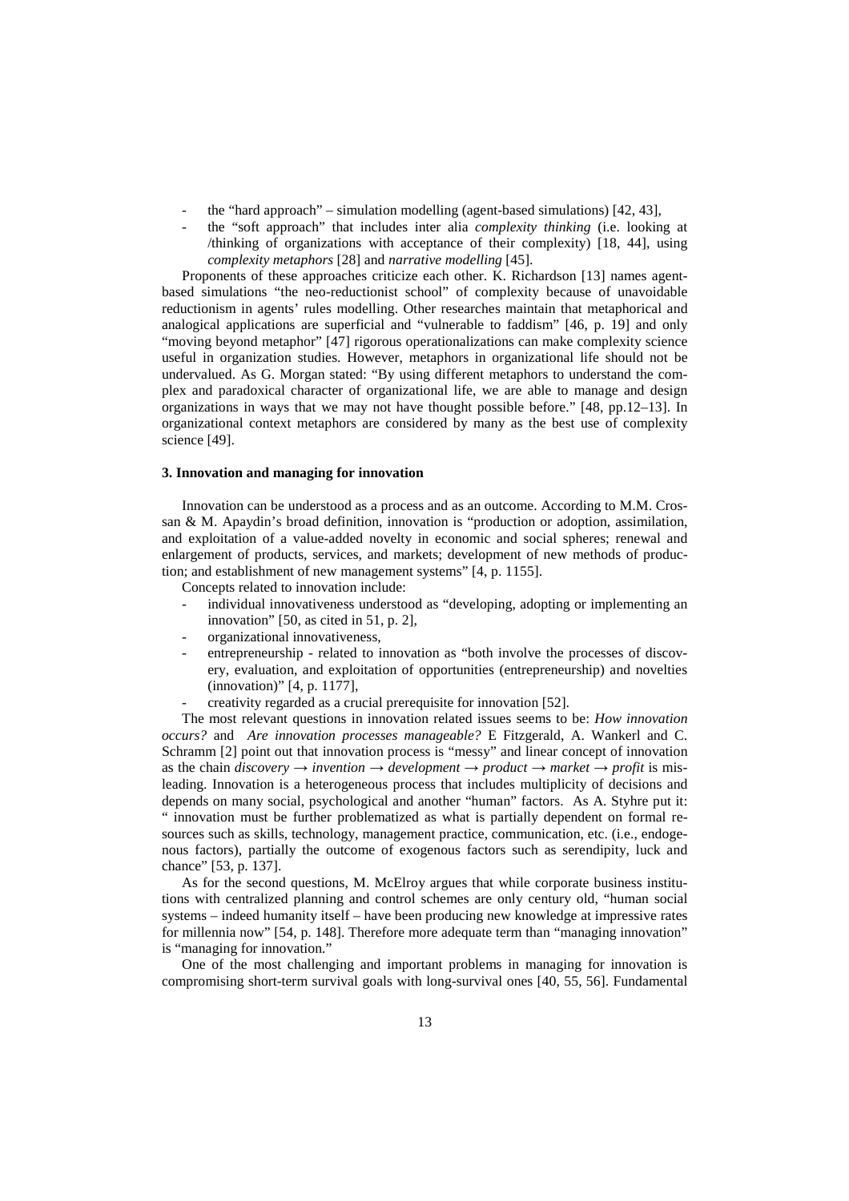- the "hard approach" – simulation modelling (agent-based simulations) [42, 43],
- the "soft approach" that includes inter alia *complexity thinking* (i.e. looking at /thinking of organizations with acceptance of their complexity) [18, 44], using *complexity metaphors* [28] and *narrative modelling* [45].

Proponents of these approaches criticize each other. K. Richardson [13] names agent-based simulations "the neo-reductionist school" of complexity because of unavoidable reductionism in agents' rules modelling. Other researches maintain that metaphorical and analogical applications are superficial and "vulnerable to faddism" [46, p. 19] and only "moving beyond metaphor" [47] rigorous operationalizations can make complexity science useful in organization studies. However, metaphors in organizational life should not be undervalued. As G. Morgan stated: "By using different metaphors to understand the complex and paradoxical character of organizational life, we are able to manage and design organizations in ways that we may not have thought possible before." [48, pp.12–13]. In organizational context metaphors are considered by many as the best use of complexity science [49].

### 3. Innovation and managing for innovation

Innovation can be understood as a process and as an outcome. According to M.M. Crossan & M. Apaydin's broad definition, innovation is "production or adoption, assimilation, and exploitation of a value-added novelty in economic and social spheres; renewal and enlargement of products, services, and markets; development of new methods of production; and establishment of new management systems" [4, p. 1155].

Concepts related to innovation include:

- individual innovativeness understood as "developing, adopting or implementing an innovation" [50, as cited in 51, p. 2],
- organizational innovativeness,
- entrepreneurship - related to innovation as "both involve the processes of discovery, evaluation, and exploitation of opportunities (entrepreneurship) and novelties (innovation)" [4, p. 1177],
- creativity regarded as a crucial prerequisite for innovation [52].

The most relevant questions in innovation related issues seems to be: *How innovation occurs?* and *Are innovation processes manageable?* E Fitzgerald, A. Wankerl and C. Schramm [2] point out that innovation process is "messy" and linear concept of innovation as the chain *discovery → invention → development → product → market → profit* is misleading. Innovation is a heterogeneous process that includes multiplicity of decisions and depends on many social, psychological and another "human" factors. As A. Styhre put it: " innovation must be further problematized as what is partially dependent on formal resources such as skills, technology, management practice, communication, etc. (i.e., endogenous factors), partially the outcome of exogenous factors such as serendipity, luck and chance" [53, p. 137].

As for the second questions, M. McElroy argues that while corporate business institutions with centralized planning and control schemes are only century old, "human social systems – indeed humanity itself – have been producing new knowledge at impressive rates for millennia now" [54, p. 148]. Therefore more adequate term than "managing innovation" is "managing for innovation."

One of the most challenging and important problems in managing for innovation is compromising short-term survival goals with long-survival ones [40, 55, 56]. Fundamental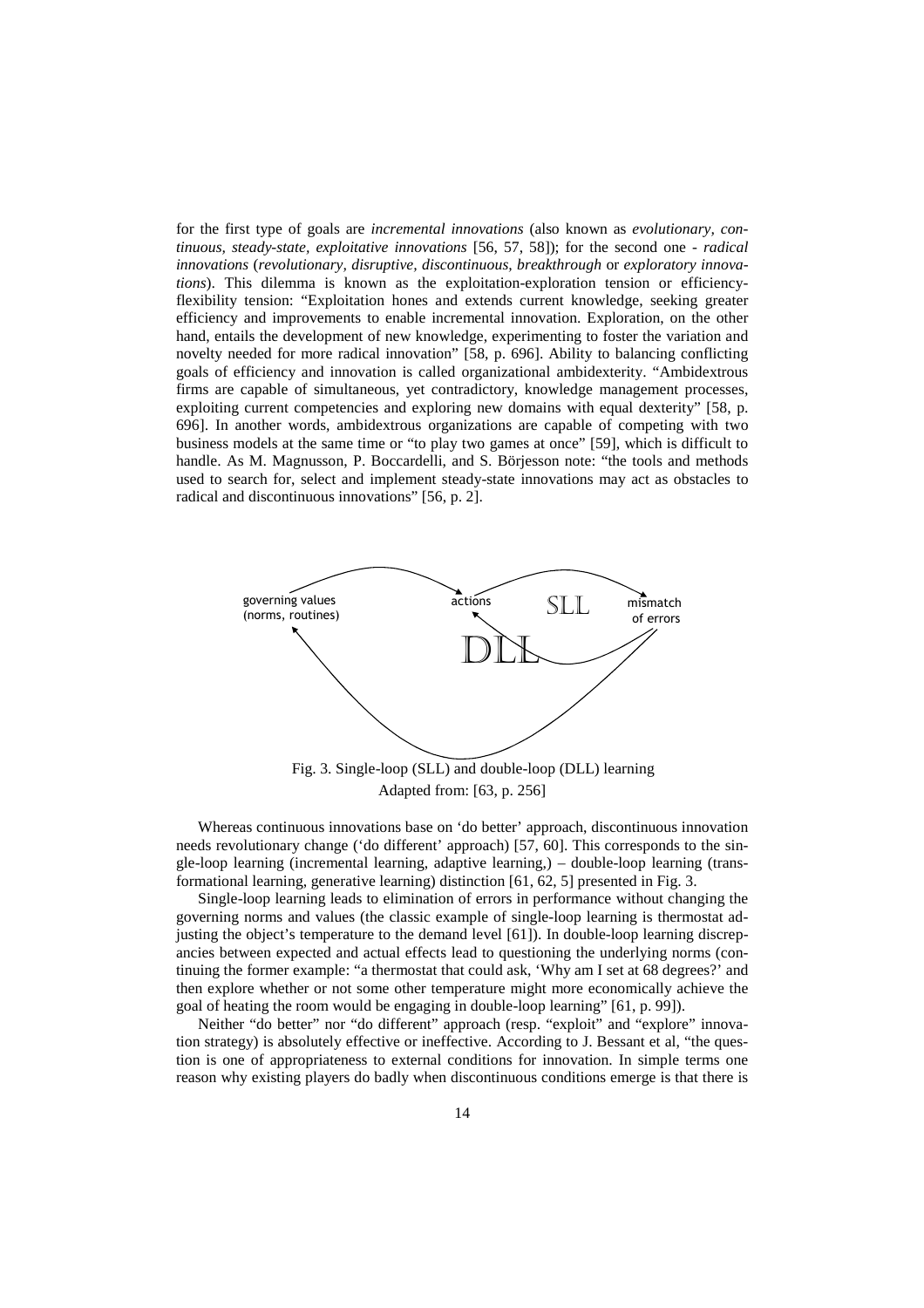for the first type of goals are *incremental innovations* (also known as *evolutionary, continuous, steady-state, exploitative innovations* [56, 57, 58]); for the second one - *radical innovations* (*revolutionary, disruptive, discontinuous, breakthrough* or *exploratory innovations*). This dilemma is known as the exploitation-exploration tension or efficiency-flexibility tension: "Exploitation hones and extends current knowledge, seeking greater efficiency and improvements to enable incremental innovation. Exploration, on the other hand, entails the development of new knowledge, experimenting to foster the variation and novelty needed for more radical innovation" [58, p. 696]. Ability to balancing conflicting goals of efficiency and innovation is called organizational ambidexterity. "Ambidextrous firms are capable of simultaneous, yet contradictory, knowledge management processes, exploiting current competencies and exploring new domains with equal dexterity" [58, p. 696]. In another words, ambidextrous organizations are capable of competing with two business models at the same time or "to play two games at once" [59], which is difficult to handle. As M. Magnusson, P. Boccardelli, and S. Börjesson note: "the tools and methods used to search for, select and implement steady-state innovations may act as obstacles to radical and discontinuous innovations" [56, p. 2].

Fig. 3. Single-loop (SLL) and double-loop (DLL) learning
Adapted from: [63, p. 256]

Whereas continuous innovations base on 'do better' approach, discontinuous innovation needs revolutionary change ('do different' approach) [57, 60]. This corresponds to the single-loop learning (incremental learning, adaptive learning,) – double-loop learning (transformational learning, generative learning) distinction [61, 62, 5] presented in Fig. 3.

Single-loop learning leads to elimination of errors in performance without changing the governing norms and values (the classic example of single-loop learning is thermostat adjusting the object's temperature to the demand level [61]). In double-loop learning discrepancies between expected and actual effects lead to questioning the underlying norms (continuing the former example: "a thermostat that could ask, 'Why am I set at 68 degrees?' and then explore whether or not some other temperature might more economically achieve the goal of heating the room would be engaging in double-loop learning" [61, p. 99]).

Neither "do better" nor "do different" approach (resp. "exploit" and "explore" innovation strategy) is absolutely effective or ineffective. According to J. Bessant et al, "the question is one of appropriateness to external conditions for innovation. In simple terms one reason why existing players do badly when discontinuous conditions emerge is that there is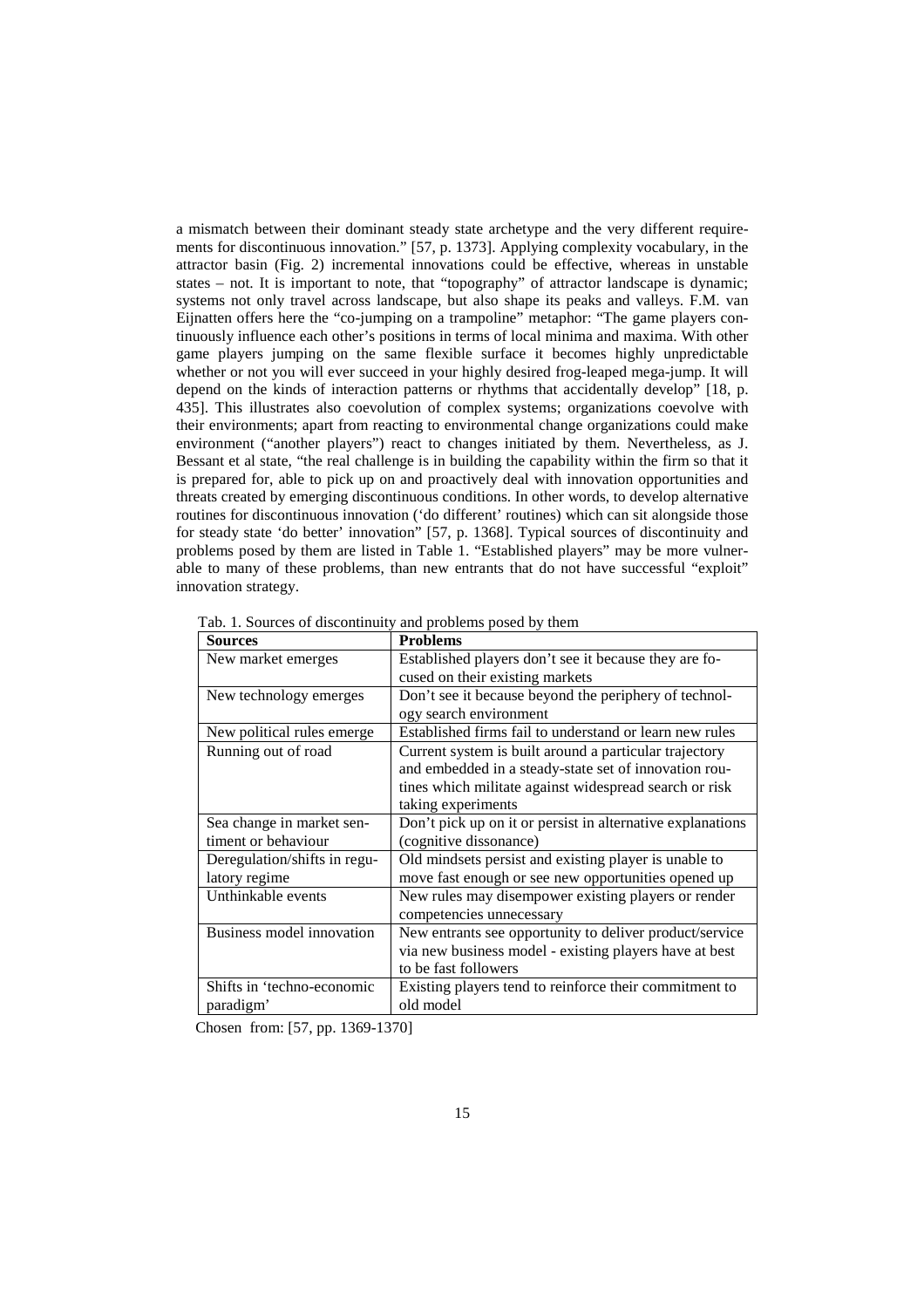a mismatch between their dominant steady state archetype and the very different requirements for discontinuous innovation." [57, p. 1373]. Applying complexity vocabulary, in the attractor basin (Fig. 2) incremental innovations could be effective, whereas in unstable states – not. It is important to note, that "topography" of attractor landscape is dynamic; systems not only travel across landscape, but also shape its peaks and valleys. F.M. van Eijnatten offers here the "co-jumping on a trampoline" metaphor: "The game players continuously influence each other's positions in terms of local minima and maxima. With other game players jumping on the same flexible surface it becomes highly unpredictable whether or not you will ever succeed in your highly desired frog-leaped mega-jump. It will depend on the kinds of interaction patterns or rhythms that accidentally develop" [18, p. 435]. This illustrates also coevolution of complex systems; organizations coevolve with their environments; apart from reacting to environmental change organizations could make environment ("another players") react to changes initiated by them. Nevertheless, as J. Bessant et al state, "the real challenge is in building the capability within the firm so that it is prepared for, able to pick up on and proactively deal with innovation opportunities and threats created by emerging discontinuous conditions. In other words, to develop alternative routines for discontinuous innovation ('do different' routines) which can sit alongside those for steady state 'do better' innovation" [57, p. 1368]. Typical sources of discontinuity and problems posed by them are listed in Table 1. "Established players" may be more vulnerable to many of these problems, than new entrants that do not have successful "exploit" innovation strategy.

Tab. 1. Sources of discontinuity and problems posed by them

| Sources | Problems |
|---|---|
| New market emerges | Established players don't see it because they are focused on their existing markets |
| New technology emerges | Don't see it because beyond the periphery of technology search environment |
| New political rules emerge | Established firms fail to understand or learn new rules |
| Running out of road | Current system is built around a particular trajectory and embedded in a steady-state set of innovation routines which militate against widespread search or risk taking experiments |
| Sea change in market sentiment or behaviour | Don't pick up on it or persist in alternative explanations (cognitive dissonance) |
| Deregulation/shifts in regulatory regime | Old mindsets persist and existing player is unable to move fast enough or see new opportunities opened up |
| Unthinkable events | New rules may disempower existing players or render competencies unnecessary |
| Business model innovation | New entrants see opportunity to deliver product/service via new business model - existing players have at best to be fast followers |
| Shifts in 'techno-economic paradigm' | Existing players tend to reinforce their commitment to old model |

Chosen from: [57, pp. 1369-1370]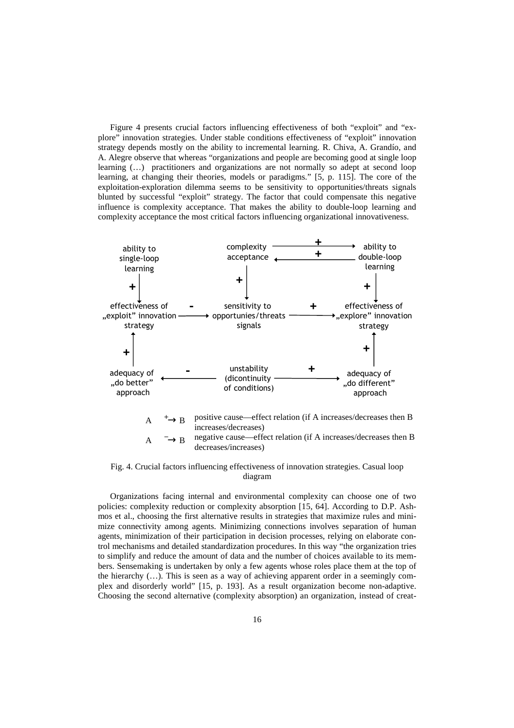Figure 4 presents crucial factors influencing effectiveness of both "exploit" and "explore" innovation strategies. Under stable conditions effectiveness of "exploit" innovation strategy depends mostly on the ability to incremental learning. R. Chiva, A. Grandío, and A. Alegre observe that whereas "organizations and people are becoming good at single loop learning (…) practitioners and organizations are not normally so adept at second loop learning, at changing their theories, models or paradigms." [5, p. 115]. The core of the exploitation-exploration dilemma seems to be sensitivity to opportunities/threats signals blunted by successful "exploit" strategy. The factor that could compensate this negative influence is complexity acceptance. That makes the ability to double-loop learning and complexity acceptance the most critical factors influencing organizational innovativeness.

| Relation | Meaning |
| --- | --- |
| A $\xrightarrow{+}$ B | positive cause—effect relation (if A increases/decreases then B increases/decreases) |
| A $\xrightarrow{-}$ B | negative cause—effect relation (if A increases/decreases then B decreases/increases) |

Fig. 4. Crucial factors influencing effectiveness of innovation strategies. Casual loop diagram

Organizations facing internal and environmental complexity can choose one of two policies: complexity reduction or complexity absorption [15, 64]. According to D.P. Ashmos et al., choosing the first alternative results in strategies that maximize rules and minimize connectivity among agents. Minimizing connections involves separation of human agents, minimization of their participation in decision processes, relying on elaborate control mechanisms and detailed standardization procedures. In this way "the organization tries to simplify and reduce the amount of data and the number of choices available to its members. Sensemaking is undertaken by only a few agents whose roles place them at the top of the hierarchy (…). This is seen as a way of achieving apparent order in a seemingly complex and disorderly world" [15, p. 193]. As a result organization become non-adaptive. Choosing the second alternative (complexity absorption) an organization, instead of creat-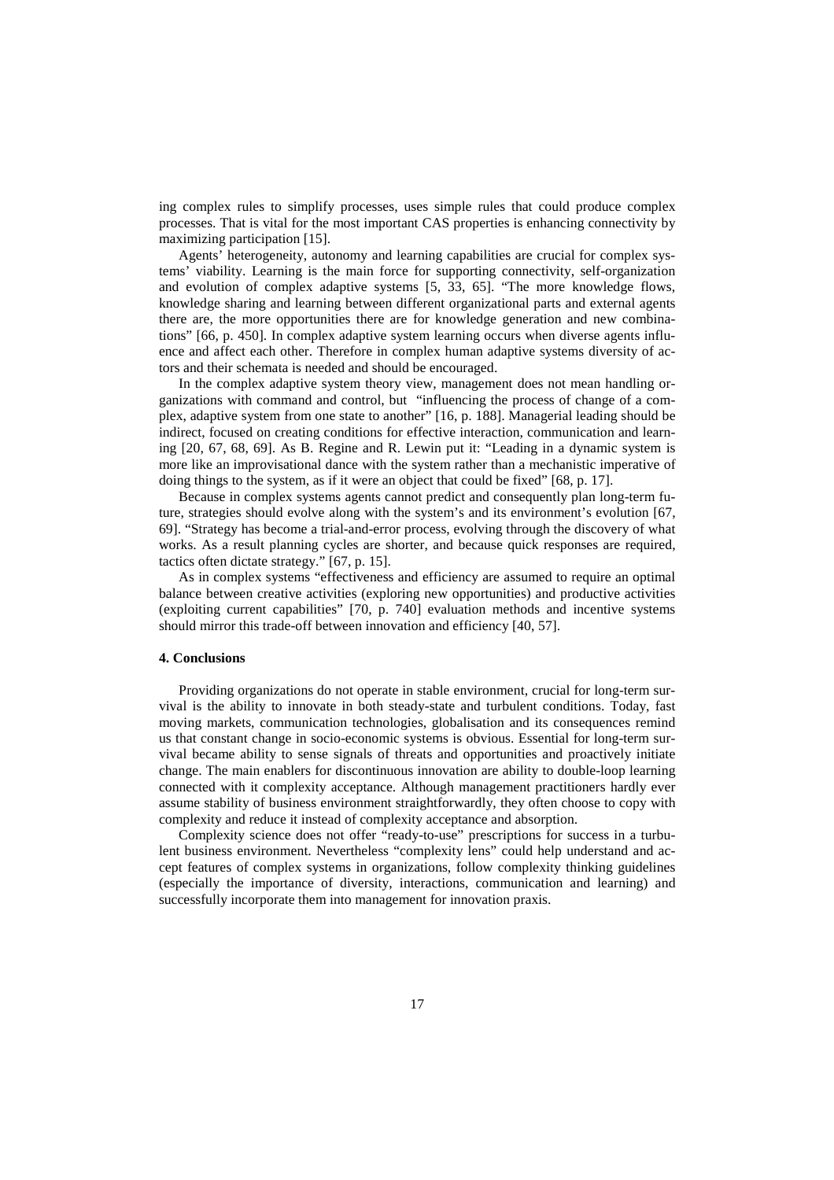ing complex rules to simplify processes, uses simple rules that could produce complex processes. That is vital for the most important CAS properties is enhancing connectivity by maximizing participation [15].

Agents' heterogeneity, autonomy and learning capabilities are crucial for complex systems' viability. Learning is the main force for supporting connectivity, self-organization and evolution of complex adaptive systems [5, 33, 65]. "The more knowledge flows, knowledge sharing and learning between different organizational parts and external agents there are, the more opportunities there are for knowledge generation and new combinations" [66, p. 450]. In complex adaptive system learning occurs when diverse agents influence and affect each other. Therefore in complex human adaptive systems diversity of actors and their schemata is needed and should be encouraged.

In the complex adaptive system theory view, management does not mean handling organizations with command and control, but "influencing the process of change of a complex, adaptive system from one state to another" [16, p. 188]. Managerial leading should be indirect, focused on creating conditions for effective interaction, communication and learning [20, 67, 68, 69]. As B. Regine and R. Lewin put it: "Leading in a dynamic system is more like an improvisational dance with the system rather than a mechanistic imperative of doing things to the system, as if it were an object that could be fixed" [68, p. 17].

Because in complex systems agents cannot predict and consequently plan long-term future, strategies should evolve along with the system's and its environment's evolution [67, 69]. "Strategy has become a trial-and-error process, evolving through the discovery of what works. As a result planning cycles are shorter, and because quick responses are required, tactics often dictate strategy." [67, p. 15].

As in complex systems "effectiveness and efficiency are assumed to require an optimal balance between creative activities (exploring new opportunities) and productive activities (exploiting current capabilities" [70, p. 740] evaluation methods and incentive systems should mirror this trade-off between innovation and efficiency [40, 57].

### 4. Conclusions

Providing organizations do not operate in stable environment, crucial for long-term survival is the ability to innovate in both steady-state and turbulent conditions. Today, fast moving markets, communication technologies, globalisation and its consequences remind us that constant change in socio-economic systems is obvious. Essential for long-term survival became ability to sense signals of threats and opportunities and proactively initiate change. The main enablers for discontinuous innovation are ability to double-loop learning connected with it complexity acceptance. Although management practitioners hardly ever assume stability of business environment straightforwardly, they often choose to copy with complexity and reduce it instead of complexity acceptance and absorption.

Complexity science does not offer "ready-to-use" prescriptions for success in a turbulent business environment. Nevertheless "complexity lens" could help understand and accept features of complex systems in organizations, follow complexity thinking guidelines (especially the importance of diversity, interactions, communication and learning) and successfully incorporate them into management for innovation praxis.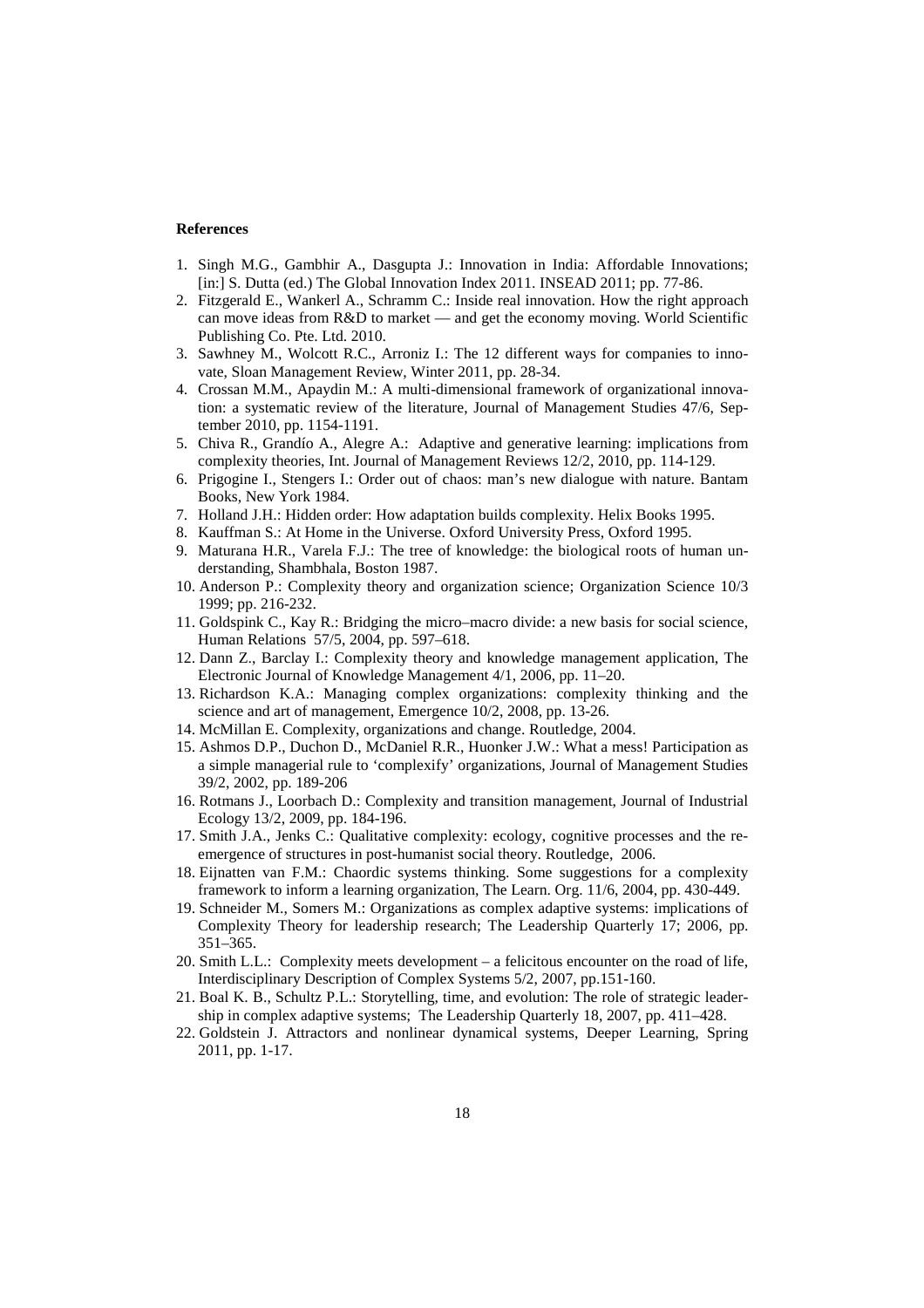**References**

1. Singh M.G., Gambhir A., Dasgupta J.: Innovation in India: Affordable Innovations; [in:] S. Dutta (ed.) The Global Innovation Index 2011. INSEAD 2011; pp. 77-86.
2. Fitzgerald E., Wankerl A., Schramm C.: Inside real innovation. How the right approach can move ideas from R&D to market — and get the economy moving. World Scientific Publishing Co. Pte. Ltd. 2010.
3. Sawhney M., Wolcott R.C., Arroniz I.: The 12 different ways for companies to innovate, Sloan Management Review, Winter 2011, pp. 28-34.
4. Crossan M.M., Apaydin M.: A multi-dimensional framework of organizational innovation: a systematic review of the literature, Journal of Management Studies 47/6, September 2010, pp. 1154-1191.
5. Chiva R., Grandío A., Alegre A.: Adaptive and generative learning: implications from complexity theories, Int. Journal of Management Reviews 12/2, 2010, pp. 114-129.
6. Prigogine I., Stengers I.: Order out of chaos: man's new dialogue with nature. Bantam Books, New York 1984.
7. Holland J.H.: Hidden order: How adaptation builds complexity. Helix Books 1995.
8. Kauffman S.: At Home in the Universe. Oxford University Press, Oxford 1995.
9. Maturana H.R., Varela F.J.: The tree of knowledge: the biological roots of human understanding, Shambhala, Boston 1987.
10. Anderson P.: Complexity theory and organization science; Organization Science 10/3 1999; pp. 216-232.
11. Goldspink C., Kay R.: Bridging the micro–macro divide: a new basis for social science, Human Relations 57/5, 2004, pp. 597–618.
12. Dann Z., Barclay I.: Complexity theory and knowledge management application, The Electronic Journal of Knowledge Management 4/1, 2006, pp. 11–20.
13. Richardson K.A.: Managing complex organizations: complexity thinking and the science and art of management, Emergence 10/2, 2008, pp. 13-26.
14. McMillan E. Complexity, organizations and change. Routledge, 2004.
15. Ashmos D.P., Duchon D., McDaniel R.R., Huonker J.W.: What a mess! Participation as a simple managerial rule to 'complexify' organizations, Journal of Management Studies 39/2, 2002, pp. 189-206
16. Rotmans J., Loorbach D.: Complexity and transition management, Journal of Industrial Ecology 13/2, 2009, pp. 184-196.
17. Smith J.A., Jenks C.: Qualitative complexity: ecology, cognitive processes and the re-emergence of structures in post-humanist social theory. Routledge, 2006.
18. Eijnatten van F.M.: Chaordic systems thinking. Some suggestions for a complexity framework to inform a learning organization, The Learn. Org. 11/6, 2004, pp. 430-449.
19. Schneider M., Somers M.: Organizations as complex adaptive systems: implications of Complexity Theory for leadership research; The Leadership Quarterly 17; 2006, pp. 351–365.
20. Smith L.L.: Complexity meets development – a felicitous encounter on the road of life, Interdisciplinary Description of Complex Systems 5/2, 2007, pp.151-160.
21. Boal K. B., Schultz P.L.: Storytelling, time, and evolution: The role of strategic leadership in complex adaptive systems; The Leadership Quarterly 18, 2007, pp. 411–428.
22. Goldstein J. Attractors and nonlinear dynamical systems, Deeper Learning, Spring 2011, pp. 1-17.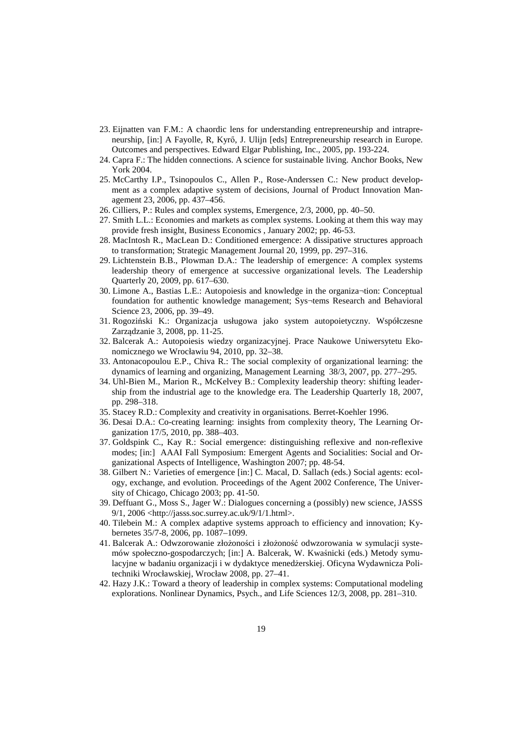23. Eijnatten van F.M.: A chaordic lens for understanding entrepreneurship and intrapreneurship, [in:] A Fayolle, R, Kyrő, J. Ulijn [eds] Entrepreneurship research in Europe. Outcomes and perspectives. Edward Elgar Publishing, Inc., 2005, pp. 193-224.
24. Capra F.: The hidden connections. A science for sustainable living. Anchor Books, New York 2004.
25. McCarthy I.P., Tsinopoulos C., Allen P., Rose-Anderssen C.: New product development as a complex adaptive system of decisions, Journal of Product Innovation Management 23, 2006, pp. 437–456.
26. Cilliers, P.: Rules and complex systems, Emergence, 2/3, 2000, pp. 40–50.
27. Smith L.L.: Economies and markets as complex systems. Looking at them this way may provide fresh insight, Business Economics , January 2002; pp. 46-53.
28. MacIntosh R., MacLean D.: Conditioned emergence: A dissipative structures approach to transformation; Strategic Management Journal 20, 1999, pp. 297–316.
29. Lichtenstein B.B., Plowman D.A.: The leadership of emergence: A complex systems leadership theory of emergence at successive organizational levels. The Leadership Quarterly 20, 2009, pp. 617–630.
30. Limone A., Bastias L.E.: Autopoiesis and knowledge in the organiza¬tion: Conceptual foundation for authentic knowledge management; Sys¬tems Research and Behavioral Science 23, 2006, pp. 39–49.
31. Rogoziński K.: Organizacja usługowa jako system autopoietyczny. Współczesne Zarządzanie 3, 2008, pp. 11-25.
32. Balcerak A.: Autopoiesis wiedzy organizacyjnej. Prace Naukowe Uniwersytetu Ekonomicznego we Wrocławiu 94, 2010, pp. 32–38.
33. Antonacopoulou E.P., Chiva R.: The social complexity of organizational learning: the dynamics of learning and organizing, Management Learning 38/3, 2007, pp. 277–295.
34. Uhl-Bien M., Marion R., McKelvey B.: Complexity leadership theory: shifting leadership from the industrial age to the knowledge era. The Leadership Quarterly 18, 2007, pp. 298–318.
35. Stacey R.D.: Complexity and creativity in organisations. Berret-Koehler 1996.
36. Desai D.A.: Co-creating learning: insights from complexity theory, The Learning Organization 17/5, 2010, pp. 388–403.
37. Goldspink C., Kay R.: Social emergence: distinguishing reflexive and non-reflexive modes; [in:] AAAI Fall Symposium: Emergent Agents and Socialities: Social and Organizational Aspects of Intelligence, Washington 2007; pp. 48-54.
38. Gilbert N.: Varieties of emergence [in:] C. Macal, D. Sallach (eds.) Social agents: ecology, exchange, and evolution. Proceedings of the Agent 2002 Conference, The University of Chicago, Chicago 2003; pp. 41-50.
39. Deffuant G., Moss S., Jager W.: Dialogues concerning a (possibly) new science, JASSS 9/1, 2006 <http://jasss.soc.surrey.ac.uk/9/1/1.html>.
40. Tilebein M.: A complex adaptive systems approach to efficiency and innovation; Kybernetes 35/7-8, 2006, pp. 1087–1099.
41. Balcerak A.: Odwzorowanie złożoności i złożoność odwzorowania w symulacji systemów społeczno-gospodarczych; [in:] A. Balcerak, W. Kwaśnicki (eds.) Metody symulacyjne w badaniu organizacji i w dydaktyce menedżerskiej. Oficyna Wydawnicza Politechniki Wrocławskiej, Wrocław 2008, pp. 27–41.
42. Hazy J.K.: Toward a theory of leadership in complex systems: Computational modeling explorations. Nonlinear Dynamics, Psych., and Life Sciences 12/3, 2008, pp. 281–310.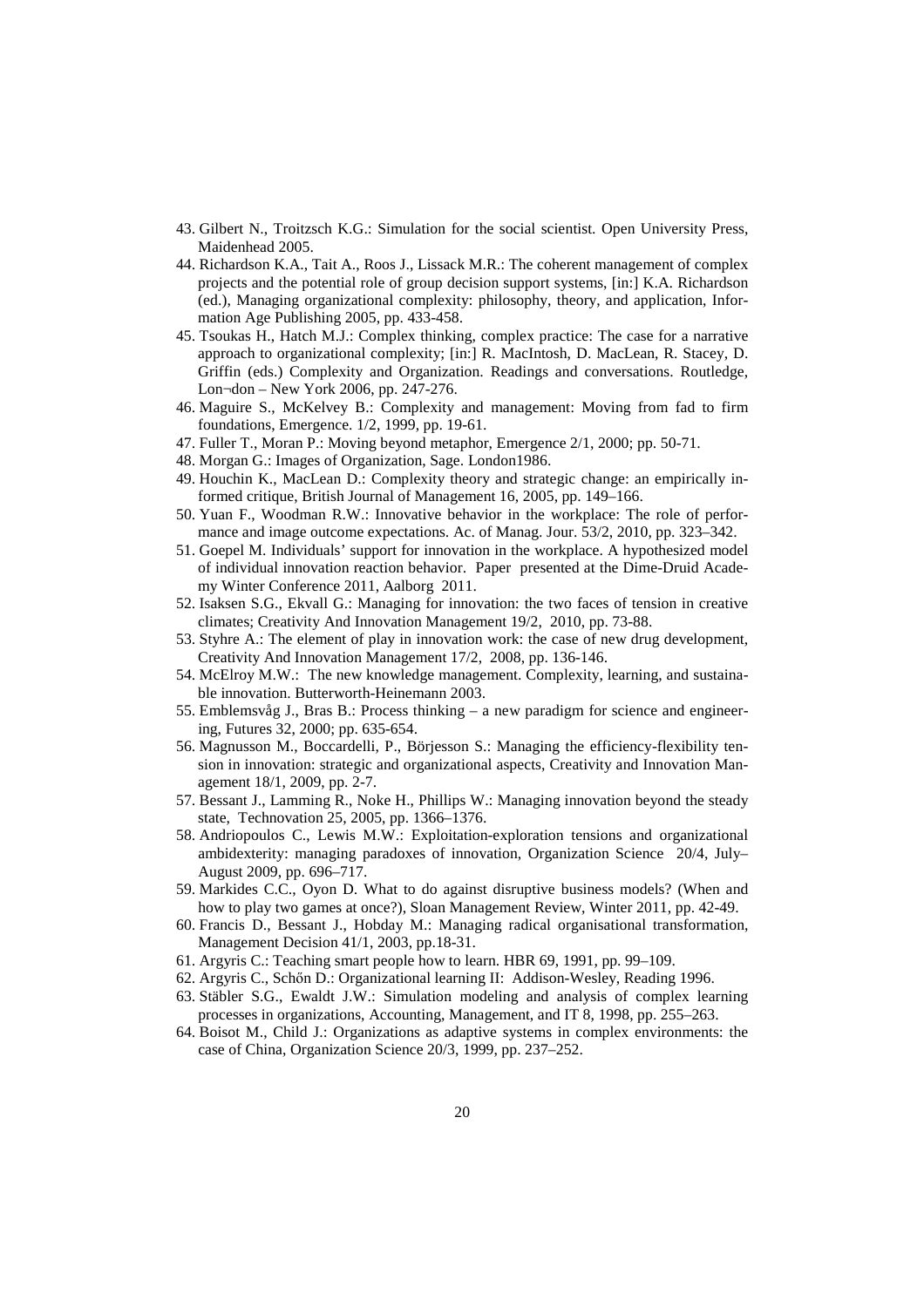43. Gilbert N., Troitzsch K.G.: Simulation for the social scientist. Open University Press, Maidenhead 2005.
44. Richardson K.A., Tait A., Roos J., Lissack M.R.: The coherent management of complex projects and the potential role of group decision support systems, [in:] K.A. Richardson (ed.), Managing organizational complexity: philosophy, theory, and application, Information Age Publishing 2005, pp. 433-458.
45. Tsoukas H., Hatch M.J.: Complex thinking, complex practice: The case for a narrative approach to organizational complexity; [in:] R. MacIntosh, D. MacLean, R. Stacey, D. Griffin (eds.) Complexity and Organization. Readings and conversations. Routledge, Lon¬don – New York 2006, pp. 247-276.
46. Maguire S., McKelvey B.: Complexity and management: Moving from fad to firm foundations, Emergence. 1/2, 1999, pp. 19-61.
47. Fuller T., Moran P.: Moving beyond metaphor, Emergence 2/1, 2000; pp. 50-71.
48. Morgan G.: Images of Organization, Sage. London1986.
49. Houchin K., MacLean D.: Complexity theory and strategic change: an empirically informed critique, British Journal of Management 16, 2005, pp. 149–166.
50. Yuan F., Woodman R.W.: Innovative behavior in the workplace: The role of performance and image outcome expectations. Ac. of Manag. Jour. 53/2, 2010, pp. 323–342.
51. Goepel M. Individuals' support for innovation in the workplace. A hypothesized model of individual innovation reaction behavior. Paper presented at the Dime-Druid Academy Winter Conference 2011, Aalborg 2011.
52. Isaksen S.G., Ekvall G.: Managing for innovation: the two faces of tension in creative climates; Creativity And Innovation Management 19/2, 2010, pp. 73-88.
53. Styhre A.: The element of play in innovation work: the case of new drug development, Creativity And Innovation Management 17/2, 2008, pp. 136-146.
54. McElroy M.W.: The new knowledge management. Complexity, learning, and sustainable innovation. Butterworth-Heinemann 2003.
55. Emblemsvåg J., Bras B.: Process thinking – a new paradigm for science and engineering, Futures 32, 2000; pp. 635-654.
56. Magnusson M., Boccardelli, P., Börjesson S.: Managing the efficiency-flexibility tension in innovation: strategic and organizational aspects, Creativity and Innovation Management 18/1, 2009, pp. 2-7.
57. Bessant J., Lamming R., Noke H., Phillips W.: Managing innovation beyond the steady state, Technovation 25, 2005, pp. 1366–1376.
58. Andriopoulos C., Lewis M.W.: Exploitation-exploration tensions and organizational ambidexterity: managing paradoxes of innovation, Organization Science 20/4, July–August 2009, pp. 696–717.
59. Markides C.C., Oyon D. What to do against disruptive business models? (When and how to play two games at once?), Sloan Management Review, Winter 2011, pp. 42-49.
60. Francis D., Bessant J., Hobday M.: Managing radical organisational transformation, Management Decision 41/1, 2003, pp.18-31.
61. Argyris C.: Teaching smart people how to learn. HBR 69, 1991, pp. 99–109.
62. Argyris C., Schőn D.: Organizational learning II: Addison-Wesley, Reading 1996.
63. Stäbler S.G., Ewaldt J.W.: Simulation modeling and analysis of complex learning processes in organizations, Accounting, Management, and IT 8, 1998, pp. 255–263.
64. Boisot M., Child J.: Organizations as adaptive systems in complex environments: the case of China, Organization Science 20/3, 1999, pp. 237–252.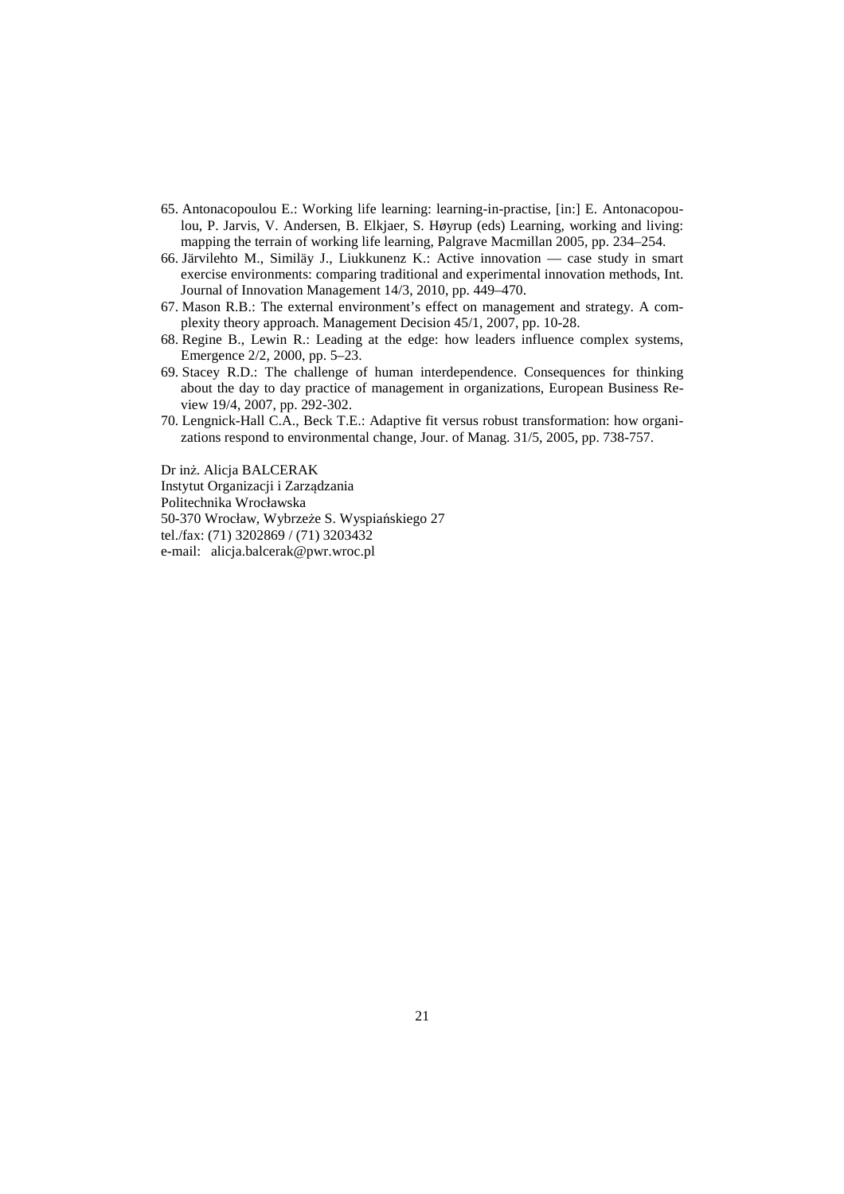65. Antonacopoulou E.: Working life learning: learning-in-practise, [in:] E. Antonacopoulou, P. Jarvis, V. Andersen, B. Elkjaer, S. Høyrup (eds) Learning, working and living: mapping the terrain of working life learning, Palgrave Macmillan 2005, pp. 234–254.
66. Järvilehto M., Similäy J., Liukkunenz K.: Active innovation — case study in smart exercise environments: comparing traditional and experimental innovation methods, Int. Journal of Innovation Management 14/3, 2010, pp. 449–470.
67. Mason R.B.: The external environment's effect on management and strategy. A complexity theory approach. Management Decision 45/1, 2007, pp. 10-28.
68. Regine B., Lewin R.: Leading at the edge: how leaders influence complex systems, Emergence 2/2, 2000, pp. 5–23.
69. Stacey R.D.: The challenge of human interdependence. Consequences for thinking about the day to day practice of management in organizations, European Business Review 19/4, 2007, pp. 292-302.
70. Lengnick-Hall C.A., Beck T.E.: Adaptive fit versus robust transformation: how organizations respond to environmental change, Jour. of Manag. 31/5, 2005, pp. 738-757.

Dr inż. Alicja BALCERAK
Instytut Organizacji i Zarządzania
Politechnika Wrocławska
50-370 Wrocław, Wybrzeże S. Wyspiańskiego 27
tel./fax: (71) 3202869 / (71) 3203432
e-mail: alicja.balcerak@pwr.wroc.pl